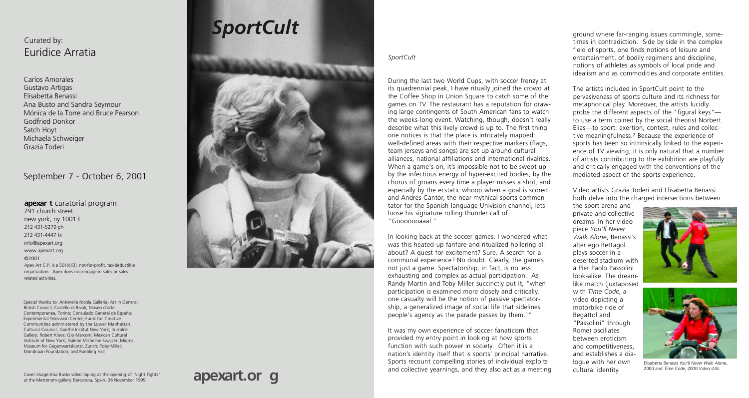Curated by:
Euridice Arratia

Carlos Amorales
Gustavo Artigas
Elisabetta Benassi
Ana Busto and Sandra Seymour
Mónica de la Torre and Bruce Pearson
Godfried Donkor
Satch Hoyt
Michaela Schweiger
Grazia Toderi

September 7 - October 6, 2001

**apexar t** curatorial program
291 church street
new york, ny 10013
212 431-5270 ph
212 431-4447 fx
info@apexart.org
www.apexart.org
©2001
Apex Art C.P. is a 501(c)(3), not-for-profit, tax-deductible organization. Apex does not engage in sales or sales related activities.

Special thanks to: Antonella Nicola Galleria; Art in General; British Council; Castello di Rivoli, Museo d'arte Contemporanea, Torino; Consulado General de España; Experimental Television Center; Fund for Creative Communities administered by the Lower Manhattan Cultural Council; Goethe Institut New York; Iturralde Gallery; Robert Kloos; Gio Marconi; Mexican Cultural Institute of New York; Galerie Micheline Swajcer; Migros Museum for Gegenwartskunst, Zurich; Toby Miller; Mondriaan Foundation; and Roebling Hall

Cover image:Ana Busto video taping at the opening of 'Night Fights" at the Metronom gallery. Barcelona, Spain, 26 November 1999.

# *SportCult*

**apexart.or g**

*SportCult*

During the last two World Cups, with soccer frenzy at its quadrennial peak, I have ritually joined the crowd at the Coffee Shop in Union Square to catch some of the games on TV. The restaurant has a reputation for drawing large contingents of South American fans to watch the weeks-long event. Watching, though, doesn't really describe what this lively crowd is up to. The first thing one notices is that the place is intricately mapped: well-defined areas with their respective markers (flags, team jerseys and songs) are set up around cultural alliances, national affiliations and international rivalries. When a game's on, it's impossible not to be swept up by the infectious energy of hyper-excited bodies, by the chorus of groans every time a player misses a shot, and especially by the ecstatic whoop when a goal is scored and Andres Cantor, the near-mythical sports commentator for the Spanish-language Univision channel, lets loose his signature rolling thunder call of "Gooooooaaal."

In looking back at the soccer games, I wondered what was this heated-up fanfare and ritualized hollering all about? A quest for excitement? Sure. A search for a communal experience? No doubt. Clearly, the game's not just a game. Spectatorship, in fact, is no less exhausting and complex as actual participation. As Randy Martin and Toby Miller succinctly put it, "when participation is examined more closely and critically, one casualty will be the notion of passive spectatorship, a generalized image of social life that sidelines people's agency as the parade passes by them.[1]"

It was my own experience of soccer fanaticism that provided my entry point in looking at how sports function with such power in society. Often it is a nation's identity itself that is sports' principal narrative. Sports recount compelling stories of individual exploits and collective yearnings, and they also act as a meeting ground where far-ranging issues commingle, sometimes in contradiction. Side by side in the complex field of sports, one finds notions of leisure and entertainment, of bodily regimens and discipline, notions of athletes as symbols of local pride and idealism and as commodities and corporate entities.

The artists included in SportCult point to the pervasiveness of sports culture and its richness for metaphorical play. Moreover, the artists lucidly probe the different aspects of the "figural keys"—to use a term coined by the social theorist Norbert Elias—to sport: exertion, contest, rules and collective meaningfulness.[2] Because the experience of sports has been so intrinsically linked to the experience of TV viewing, it is only natural that a number of artists contributing to the exhibition are playfully and critically engaged with the conventions of the mediated aspect of the sports experience.

Video artists Grazia Toderi and Elisabetta Benassi both delve into the charged intersections between the sport arena and private and collective dreams. In her video piece *You'll Never Walk Alone*, Benassi's alter ego Bettagol plays soccer in a deserted stadium with a Pier Paolo Passolini look-alike. The dream-like match (juxtaposed with *Time Code*, a video depicting a motorbike ride of Begattol and "Passolini" through Rome) oscillates between eroticism and competitiveness, and establishes a dialogue with her own cultural identity.

Elisabetta Benassi *You'll Never Walk Alone*, 2000 and *Time Code*, 2000 Video stills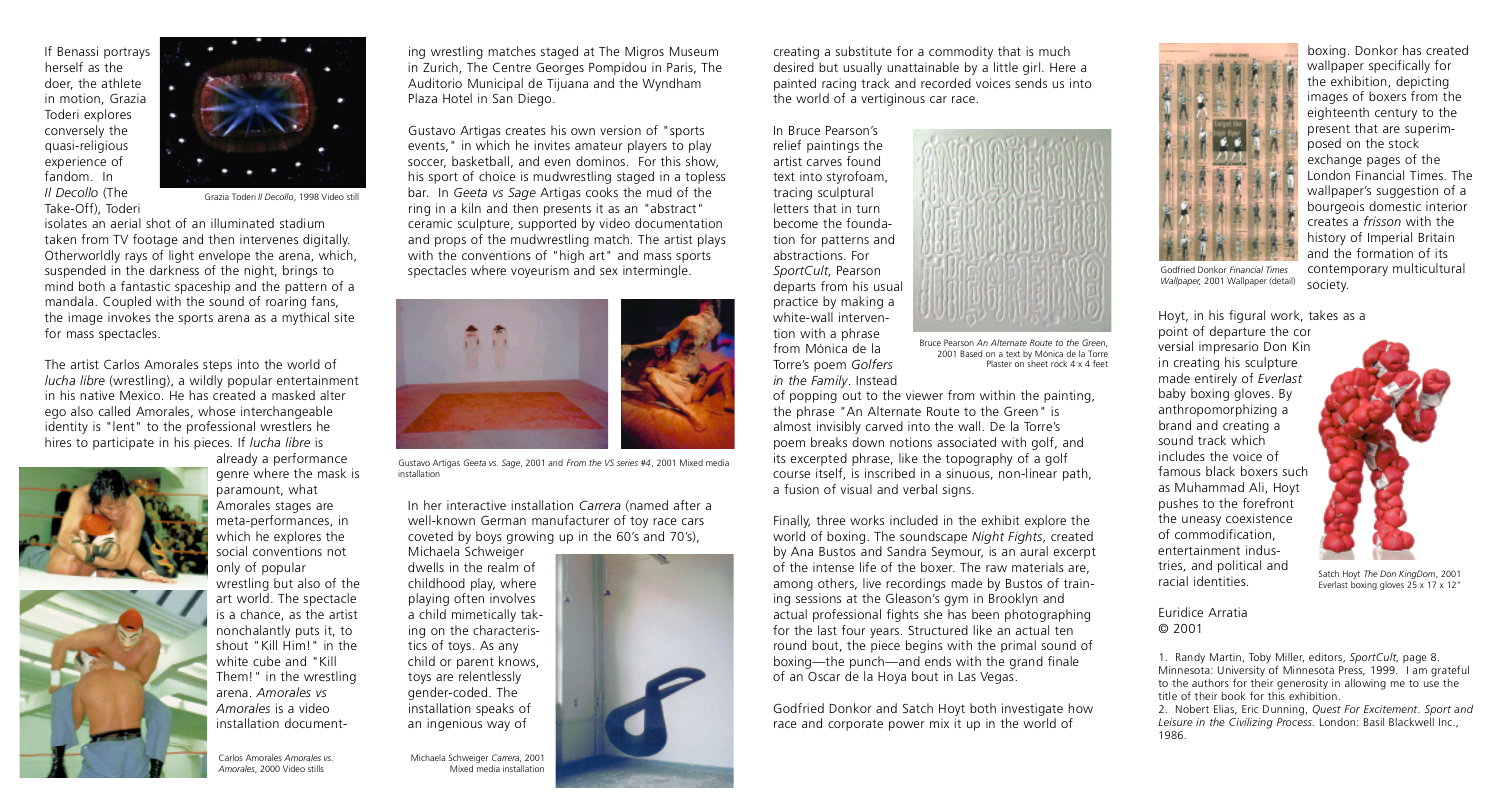If Benassi portrays herself as the doer, the athlete in motion, Grazia Toderi explores conversely the quasi-religious experience of fandom. In *Il Decollo* (The Take-Off), Toderi isolates an aerial shot of an illuminated stadium taken from TV footage and then intervenes digitally. Otherworldly rays of light envelope the arena, which, suspended in the darkness of the night, brings to mind both a fantastic spaceship and the pattern of a mandala. Coupled with the sound of roaring fans, the image invokes the sports arena as a mythical site for mass spectacles.

Grazia Toderi *Il Decollo*, 1998 Video still

The artist Carlos Amorales steps into the world of *lucha libre* (wrestling), a wildly popular entertainment in his native Mexico. He has created a masked alter ego also called Amorales, whose interchangeable identity is "lent" to the professional wrestlers he hires to participate in his pieces. If *lucha libre* is already a performance genre where the mask is paramount, what Amorales stages are meta-performances, in which he explores the social conventions not only of popular wrestling but also of the art world. The spectacle is a chance, as the artist nonchalantly puts it, to shout "Kill Him!" in the white cube and "Kill Them!" in the wrestling arena. *Amorales vs Amorales* is a video installation documenting wrestling matches staged at The Migros Museum in Zurich, The Centre Georges Pompidou in Paris, The Auditorio Municipal de Tijuana and the Wyndham Plaza Hotel in San Diego.

Carlos Amorales *Amorales vs. Amorales*, 2000 Video stills

Gustavo Artigas creates his own version of "sports events," in which he invites amateur players to play soccer, basketball, and even dominos. For this show, his sport of choice is mudwrestling staged in a topless bar. In *Geeta vs Sage* Artigas cooks the mud of the ring in a kiln and then presents it as an "abstract" ceramic sculpture, supported by video documentation and props of the mudwrestling match. The artist plays with the conventions of "high art" and mass sports spectacles where voyeurism and sex intermingle.

Gustavo Artigas *Geeta vs. Sage*, 2001 and *From the VS series #4*, 2001 Mixed media installation

In her interactive installation *Carrera* (named after a well-known German manufacturer of toy race cars coveted by boys growing up in the 60's and 70's), Michaela Schweiger dwells in the realm of childhood play, where playing often involves a child mimetically taking on the characteristics of toys. As any child or parent knows, toys are relentlessly gender-coded. The installation speaks of an ingenious way of creating a substitute for a commodity that is much desired but usually unattainable by a little girl. Here a painted racing track and recorded voices sends us into the world of a vertiginous car race.

Michaela Schweiger *Carrera*, 2001 Mixed media installation

In Bruce Pearson's relief paintings the artist carves found text into styrofoam, tracing sculptural letters that in turn become the foundation for patterns and abstractions. For *SportCult*, Pearson departs from his usual practice by making a white-wall intervention with a phrase from Mónica de la Torre's poem *Golfers in the Family*. Instead of popping out to the viewer from within the painting, the phrase "An Alternate Route to the Green" is almost invisibly carved into the wall. De la Torre's poem breaks down notions associated with golf, and its excerpted phrase, like the topography of a golf course itself, is inscribed in a sinuous, non-linear path, a fusion of visual and verbal signs.

Bruce Pearson *An Alternate Route to the Green*, 2001 Based on a text by Mónica de la Torre Plaster on sheet rock 4 x 4 feet

Finally, three works included in the exhibit explore the world of boxing. The soundscape *Night Fights*, created by Ana Bustos and Sandra Seymour, is an aural excerpt of the intense life of the boxer. The raw materials are, among others, live recordings made by Bustos of training sessions at the Gleason's gym in Brooklyn and actual professional fights she has been photographing for the last four years. Structured like an actual ten round bout, the piece begins with the primal sound of boxing—the punch—and ends with the grand finale of an Oscar de la Hoya bout in Las Vegas.

Godfried Donkor and Satch Hoyt both investigate how race and corporate power mix it up in the world of boxing. Donkor has created wallpaper specifically for the exhibition, depicting images of boxers from the eighteenth century to the present that are superimposed on the stock exchange pages of the London Financial Times. The wallpaper's suggestion of a bourgeois domestic interior creates a *frisson* with the history of Imperial Britain and the formation of its contemporary multicultural society.

Godfried Donkor *Financial Times Wallpaper*, 2001 Wallpaper (detail)

Hoyt, in his figural work, takes as a point of departure the controversial impresario Don King in creating his sculpture made entirely of *Everlast* baby boxing gloves. By anthropomorphizing a brand and creating a sound track which includes the voice of famous black boxers such as Muhammad Ali, Hoyt pushes to the forefront the uneasy coexistence of commodification, entertainment industries, and political and racial identities.

Satch Hoyt *The Don KingDom*, 2001 Everlast boxing gloves 25 x 17 x 12"

Euridice Arratia
© 2001

1. Randy Martin, Toby Miller, editors, *SportCult*, page 8. Minnesota: University of Minnesota Press, 1999. I am grateful to the authors for their generosity in allowing me to use the title of their book for this exhibition.
2. Nobert Elias, Eric Dunning, *Quest For Excitement. Sport and Leisure in the Civilizing Process*. London: Basil Blackwell Inc., 1986.